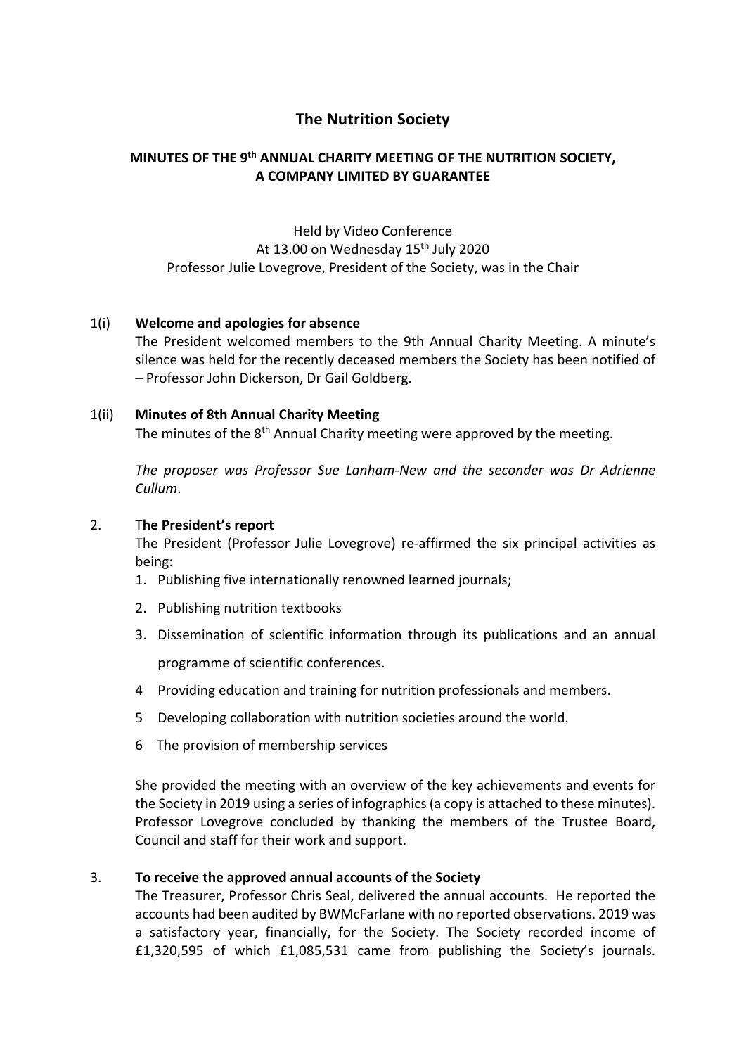# The Nutrition Society

## MINUTES OF THE 9th ANNUAL CHARITY MEETING OF THE NUTRITION SOCIETY, A COMPANY LIMITED BY GUARANTEE

Held by Video Conference
At 13.00 on Wednesday 15th July 2020
Professor Julie Lovegrove, President of the Society, was in the Chair

### 1(i) Welcome and apologies for absence

The President welcomed members to the 9th Annual Charity Meeting. A minute's silence was held for the recently deceased members the Society has been notified of – Professor John Dickerson, Dr Gail Goldberg.

### 1(ii) Minutes of 8th Annual Charity Meeting

The minutes of the 8th Annual Charity meeting were approved by the meeting.

*The proposer was Professor Sue Lanham-New and the seconder was Dr Adrienne Cullum*.

### 2. The President's report

The President (Professor Julie Lovegrove) re-affirmed the six principal activities as being:

1. Publishing five internationally renowned learned journals;
2. Publishing nutrition textbooks
3. Dissemination of scientific information through its publications and an annual programme of scientific conferences.
4. Providing education and training for nutrition professionals and members.
5. Developing collaboration with nutrition societies around the world.
6. The provision of membership services

She provided the meeting with an overview of the key achievements and events for the Society in 2019 using a series of infographics (a copy is attached to these minutes). Professor Lovegrove concluded by thanking the members of the Trustee Board, Council and staff for their work and support.

### 3. To receive the approved annual accounts of the Society

The Treasurer, Professor Chris Seal, delivered the annual accounts. He reported the accounts had been audited by BWMcFarlane with no reported observations. 2019 was a satisfactory year, financially, for the Society. The Society recorded income of £1,320,595 of which £1,085,531 came from publishing the Society's journals.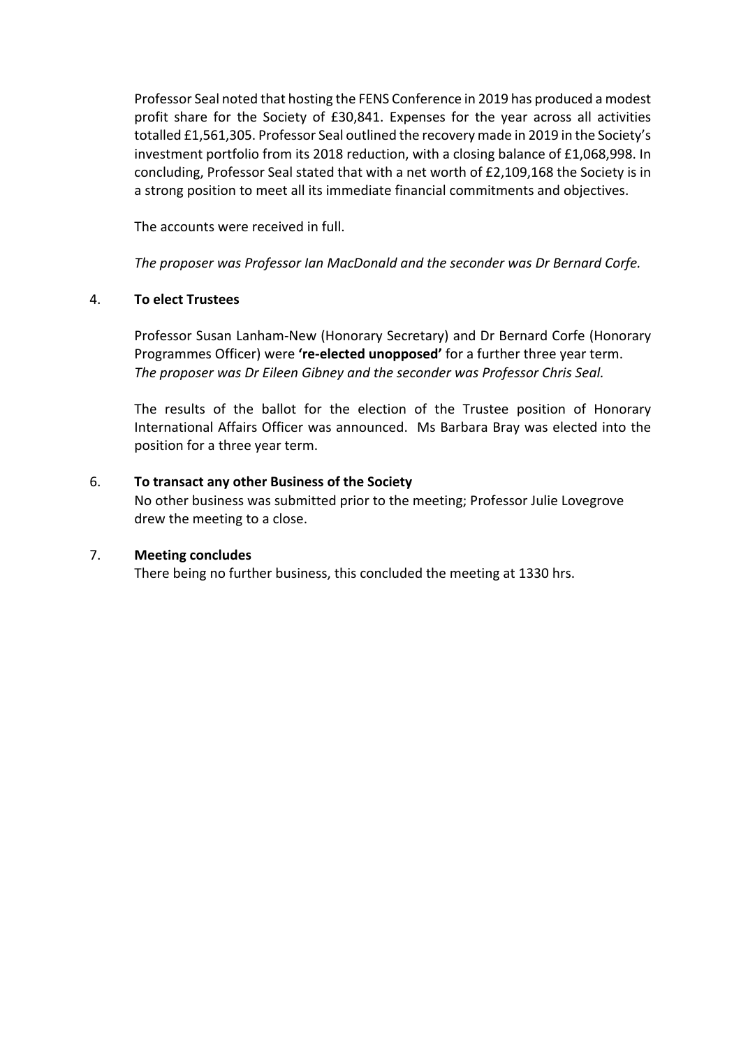Professor Seal noted that hosting the FENS Conference in 2019 has produced a modest profit share for the Society of £30,841. Expenses for the year across all activities totalled £1,561,305. Professor Seal outlined the recovery made in 2019 in the Society's investment portfolio from its 2018 reduction, with a closing balance of £1,068,998. In concluding, Professor Seal stated that with a net worth of £2,109,168 the Society is in a strong position to meet all its immediate financial commitments and objectives.

The accounts were received in full.

*The proposer was Professor Ian MacDonald and the seconder was Dr Bernard Corfe.*

4. **To elect Trustees**

Professor Susan Lanham-New (Honorary Secretary) and Dr Bernard Corfe (Honorary Programmes Officer) were **'re-elected unopposed'** for a further three year term.
*The proposer was Dr Eileen Gibney and the seconder was Professor Chris Seal.*

The results of the ballot for the election of the Trustee position of Honorary International Affairs Officer was announced. Ms Barbara Bray was elected into the position for a three year term.

6. **To transact any other Business of the Society**
No other business was submitted prior to the meeting; Professor Julie Lovegrove drew the meeting to a close.

7. **Meeting concludes**
There being no further business, this concluded the meeting at 1330 hrs.